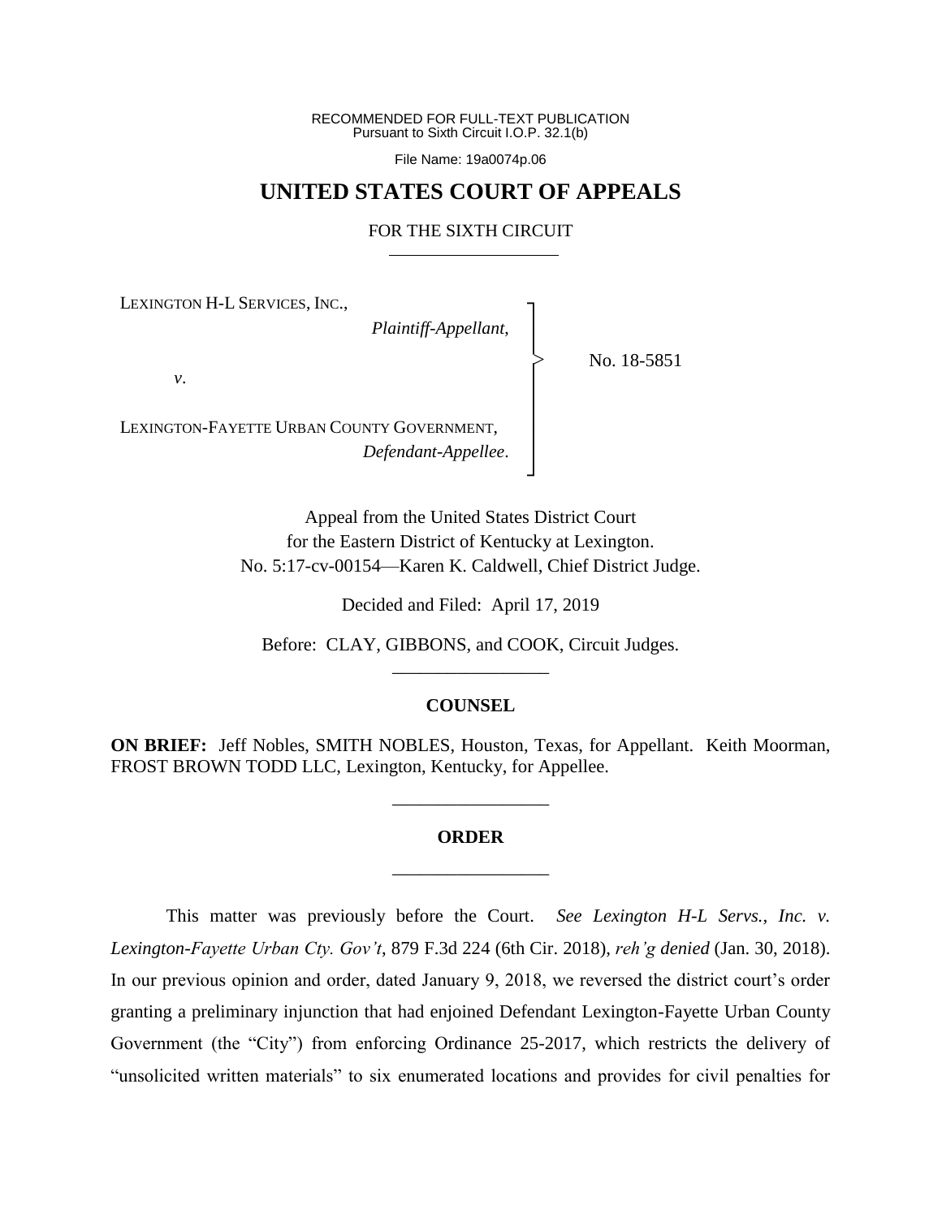RECOMMENDED FOR FULL-TEXT PUBLICATION
Pursuant to Sixth Circuit I.O.P. 32.1(b)

File Name: 19a0074p.06

# UNITED STATES COURT OF APPEALS

## FOR THE SIXTH CIRCUIT

LEXINGTON H-L SERVICES, INC.,
*Plaintiff-Appellant*,

*v*.

LEXINGTON-FAYETTE URBAN COUNTY GOVERNMENT,
*Defendant-Appellee*.

No. 18-5851

Appeal from the United States District Court
for the Eastern District of Kentucky at Lexington.
No. 5:17-cv-00154—Karen K. Caldwell, Chief District Judge.

Decided and Filed: April 17, 2019

Before: CLAY, GIBBONS, and COOK, Circuit Judges.

## COUNSEL

**ON BRIEF:** Jeff Nobles, SMITH NOBLES, Houston, Texas, for Appellant. Keith Moorman, FROST BROWN TODD LLC, Lexington, Kentucky, for Appellee.

## ORDER

This matter was previously before the Court. *See Lexington H-L Servs., Inc. v. Lexington-Fayette Urban Cty. Gov't*, 879 F.3d 224 (6th Cir. 2018), *reh'g denied* (Jan. 30, 2018). In our previous opinion and order, dated January 9, 2018, we reversed the district court's order granting a preliminary injunction that had enjoined Defendant Lexington-Fayette Urban County Government (the "City") from enforcing Ordinance 25-2017, which restricts the delivery of "unsolicited written materials" to six enumerated locations and provides for civil penalties for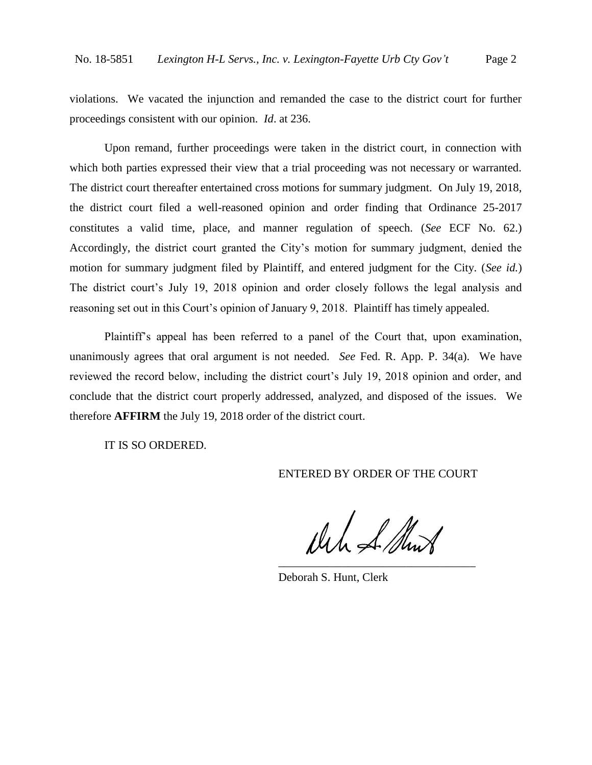violations. We vacated the injunction and remanded the case to the district court for further proceedings consistent with our opinion. *Id*. at 236.

Upon remand, further proceedings were taken in the district court, in connection with which both parties expressed their view that a trial proceeding was not necessary or warranted. The district court thereafter entertained cross motions for summary judgment. On July 19, 2018, the district court filed a well-reasoned opinion and order finding that Ordinance 25-2017 constitutes a valid time, place, and manner regulation of speech. (*See* ECF No. 62.) Accordingly, the district court granted the City's motion for summary judgment, denied the motion for summary judgment filed by Plaintiff, and entered judgment for the City. (*See id.*) The district court's July 19, 2018 opinion and order closely follows the legal analysis and reasoning set out in this Court's opinion of January 9, 2018. Plaintiff has timely appealed.

Plaintiff's appeal has been referred to a panel of the Court that, upon examination, unanimously agrees that oral argument is not needed. *See* Fed. R. App. P. 34(a). We have reviewed the record below, including the district court's July 19, 2018 opinion and order, and conclude that the district court properly addressed, analyzed, and disposed of the issues. We therefore **AFFIRM** the July 19, 2018 order of the district court.

IT IS SO ORDERED.

ENTERED BY ORDER OF THE COURT

Deborah S. Hunt, Clerk